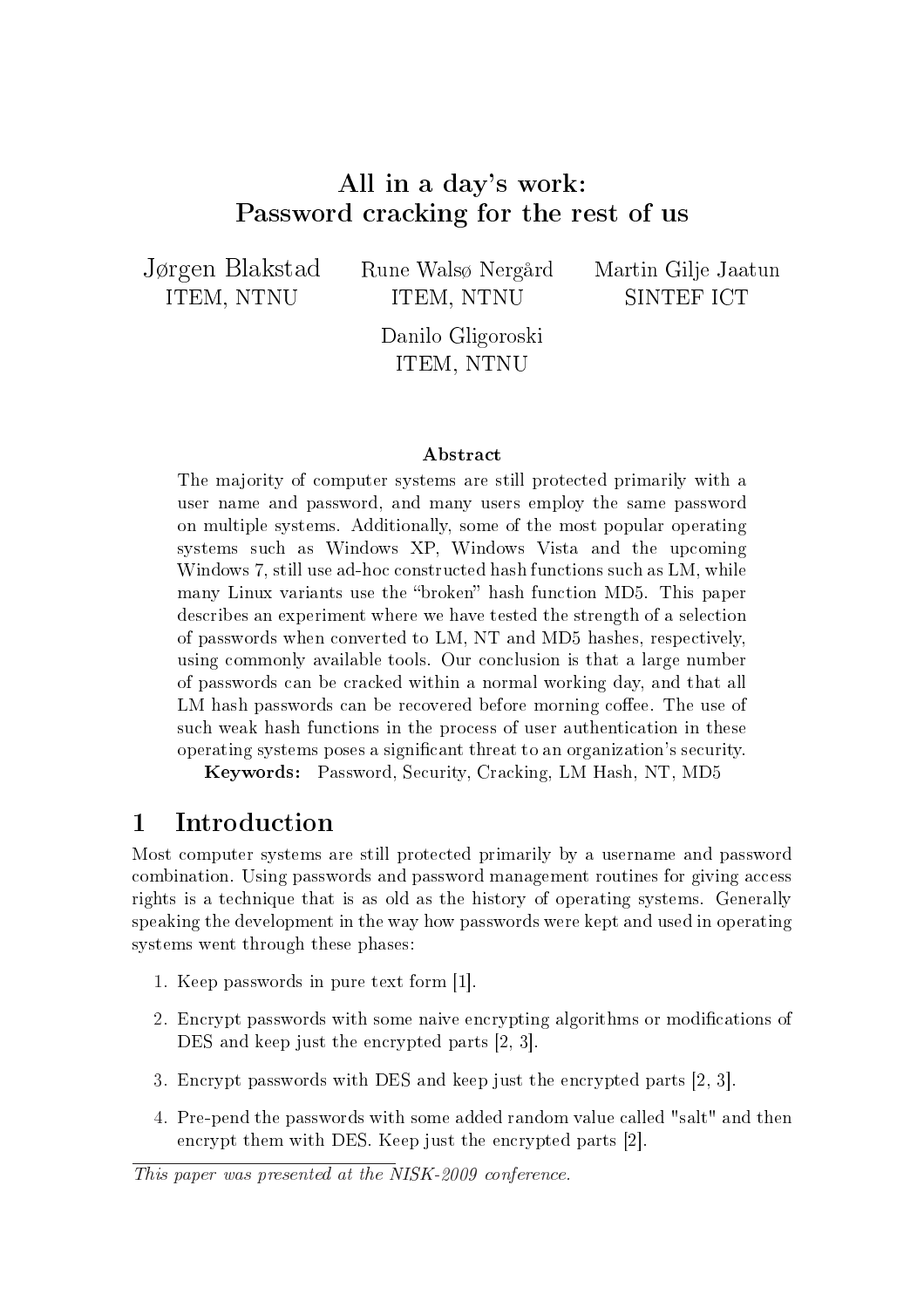# All in a day's work: Password cracking for the rest of us

Jørgen Blakstad
ITEM, NTNU

Rune Walsø Nergård
ITEM, NTNU

Martin Gilje Jaatun
SINTEF ICT

Danilo Gligoroski
ITEM, NTNU

### Abstract

The majority of computer systems are still protected primarily with a user name and password, and many users employ the same password on multiple systems. Additionally, some of the most popular operating systems such as Windows XP, Windows Vista and the upcoming Windows 7, still use ad-hoc constructed hash functions such as LM, while many Linux variants use the "broken" hash function MD5. This paper describes an experiment where we have tested the strength of a selection of passwords when converted to LM, NT and MD5 hashes, respectively, using commonly available tools. Our conclusion is that a large number of passwords can be cracked within a normal working day, and that all LM hash passwords can be recovered before morning coffee. The use of such weak hash functions in the process of user authentication in these operating systems poses a significant threat to an organization's security.

**Keywords:** Password, Security, Cracking, LM Hash, NT, MD5

## 1 Introduction

Most computer systems are still protected primarily by a username and password combination. Using passwords and password management routines for giving access rights is a technique that is as old as the history of operating systems. Generally speaking the development in the way how passwords were kept and used in operating systems went through these phases:

1. Keep passwords in pure text form [1].
2. Encrypt passwords with some naive encrypting algorithms or modifications of DES and keep just the encrypted parts [2, 3].
3. Encrypt passwords with DES and keep just the encrypted parts [2, 3].
4. Pre-pend the passwords with some added random value called "salt" and then encrypt them with DES. Keep just the encrypted parts [2].

*This paper was presented at the NISK-2009 conference.*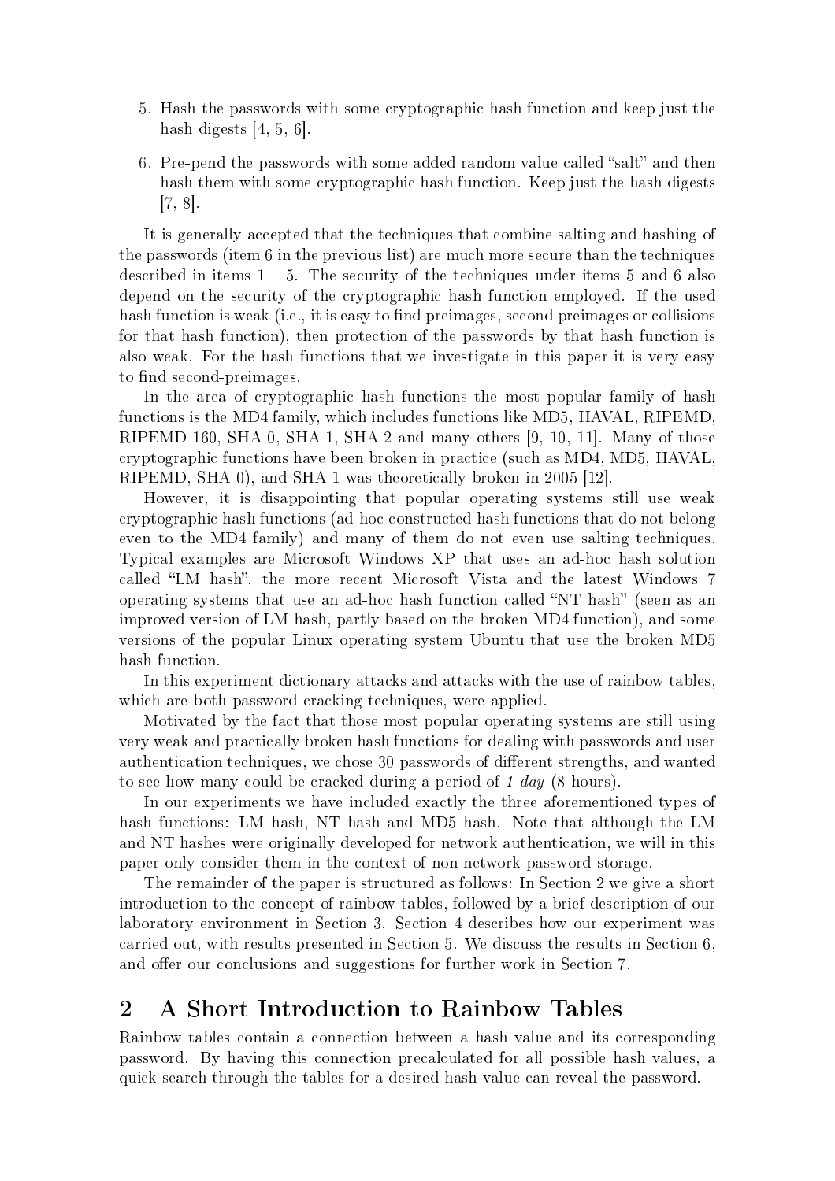5. Hash the passwords with some cryptographic hash function and keep just the hash digests [4, 5, 6].

6. Pre-pend the passwords with some added random value called "salt" and then hash them with some cryptographic hash function. Keep just the hash digests [7, 8].

It is generally accepted that the techniques that combine salting and hashing of the passwords (item 6 in the previous list) are much more secure than the techniques described in items 1 – 5. The security of the techniques under items 5 and 6 also depend on the security of the cryptographic hash function employed. If the used hash function is weak (i.e., it is easy to find preimages, second preimages or collisions for that hash function), then protection of the passwords by that hash function is also weak. For the hash functions that we investigate in this paper it is very easy to find second-preimages.

In the area of cryptographic hash functions the most popular family of hash functions is the MD4 family, which includes functions like MD5, HAVAL, RIPEMD, RIPEMD-160, SHA-0, SHA-1, SHA-2 and many others [9, 10, 11]. Many of those cryptographic functions have been broken in practice (such as MD4, MD5, HAVAL, RIPEMD, SHA-0), and SHA-1 was theoretically broken in 2005 [12].

However, it is disappointing that popular operating systems still use weak cryptographic hash functions (ad-hoc constructed hash functions that do not belong even to the MD4 family) and many of them do not even use salting techniques. Typical examples are Microsoft Windows XP that uses an ad-hoc hash solution called "LM hash", the more recent Microsoft Vista and the latest Windows 7 operating systems that use an ad-hoc hash function called "NT hash" (seen as an improved version of LM hash, partly based on the broken MD4 function), and some versions of the popular Linux operating system Ubuntu that use the broken MD5 hash function.

In this experiment dictionary attacks and attacks with the use of rainbow tables, which are both password cracking techniques, were applied.

Motivated by the fact that those most popular operating systems are still using very weak and practically broken hash functions for dealing with passwords and user authentication techniques, we chose 30 passwords of different strengths, and wanted to see how many could be cracked during a period of *1 day* (8 hours).

In our experiments we have included exactly the three aforementioned types of hash functions: LM hash, NT hash and MD5 hash. Note that although the LM and NT hashes were originally developed for network authentication, we will in this paper only consider them in the context of non-network password storage.

The remainder of the paper is structured as follows: In Section 2 we give a short introduction to the concept of rainbow tables, followed by a brief description of our laboratory environment in Section 3. Section 4 describes how our experiment was carried out, with results presented in Section 5. We discuss the results in Section 6, and offer our conclusions and suggestions for further work in Section 7.

## 2 A Short Introduction to Rainbow Tables

Rainbow tables contain a connection between a hash value and its corresponding password. By having this connection precalculated for all possible hash values, a quick search through the tables for a desired hash value can reveal the password.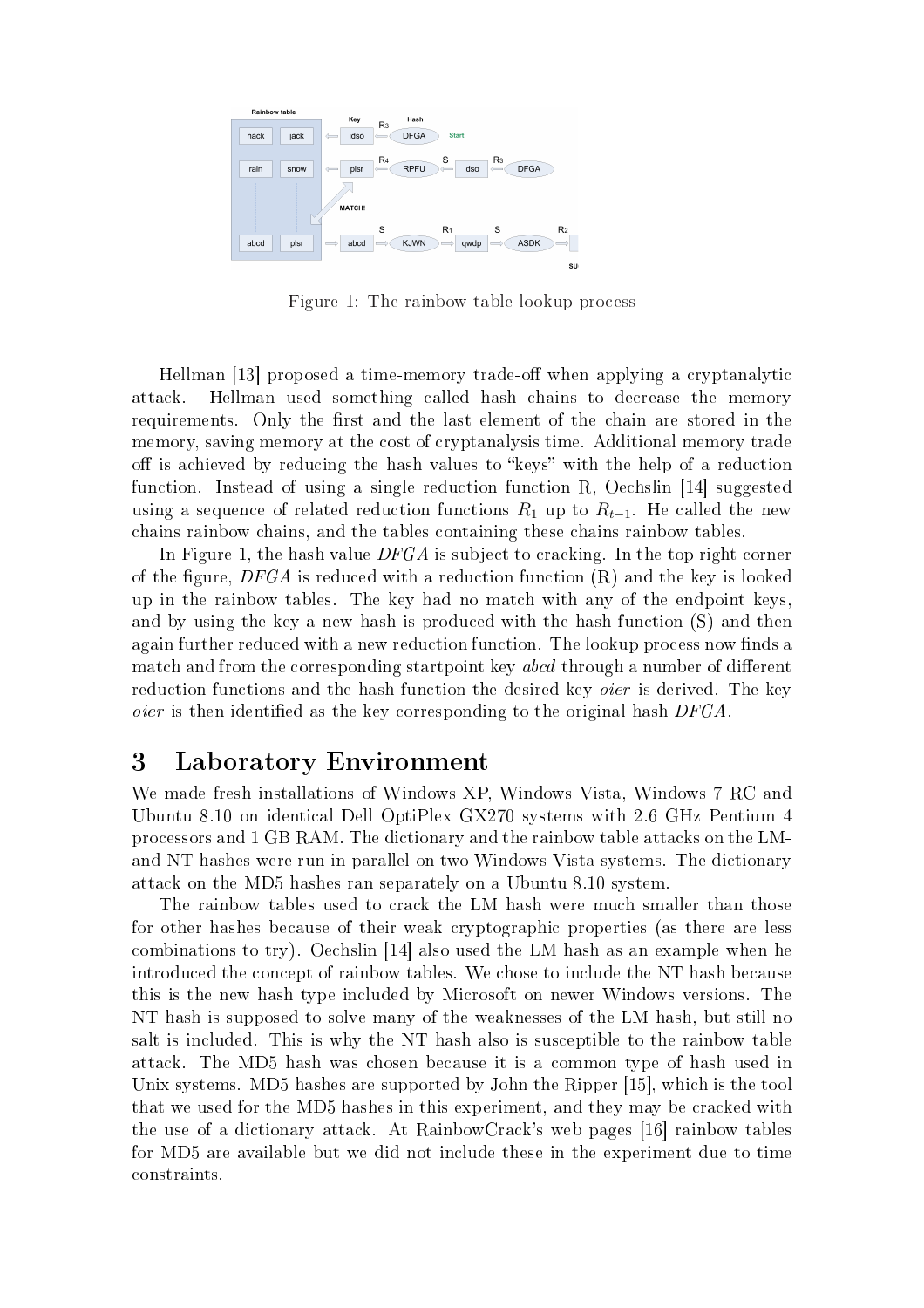Figure 1: The rainbow table lookup process

Hellman [13] proposed a time-memory trade-off when applying a cryptanalytic attack. Hellman used something called hash chains to decrease the memory requirements. Only the first and the last element of the chain are stored in the memory, saving memory at the cost of cryptanalysis time. Additional memory trade off is achieved by reducing the hash values to "keys" with the help of a reduction function. Instead of using a single reduction function R, Oechslin [14] suggested using a sequence of related reduction functions $R_1$ up to $R_{t-1}$. He called the new chains rainbow chains, and the tables containing these chains rainbow tables.

In Figure 1, the hash value *DFGA* is subject to cracking. In the top right corner of the figure, *DFGA* is reduced with a reduction function (R) and the key is looked up in the rainbow tables. The key had no match with any of the endpoint keys, and by using the key a new hash is produced with the hash function (S) and then again further reduced with a new reduction function. The lookup process now finds a match and from the corresponding startpoint key *abcd* through a number of different reduction functions and the hash function the desired key *oier* is derived. The key *oier* is then identified as the key corresponding to the original hash *DFGA*.

## 3 Laboratory Environment

We made fresh installations of Windows XP, Windows Vista, Windows 7 RC and Ubuntu 8.10 on identical Dell OptiPlex GX270 systems with 2.6 GHz Pentium 4 processors and 1 GB RAM. The dictionary and the rainbow table attacks on the LM- and NT hashes were run in parallel on two Windows Vista systems. The dictionary attack on the MD5 hashes ran separately on a Ubuntu 8.10 system.

The rainbow tables used to crack the LM hash were much smaller than those for other hashes because of their weak cryptographic properties (as there are less combinations to try). Oechslin [14] also used the LM hash as an example when he introduced the concept of rainbow tables. We chose to include the NT hash because this is the new hash type included by Microsoft on newer Windows versions. The NT hash is supposed to solve many of the weaknesses of the LM hash, but still no salt is included. This is why the NT hash also is susceptible to the rainbow table attack. The MD5 hash was chosen because it is a common type of hash used in Unix systems. MD5 hashes are supported by John the Ripper [15], which is the tool that we used for the MD5 hashes in this experiment, and they may be cracked with the use of a dictionary attack. At RainbowCrack's web pages [16] rainbow tables for MD5 are available but we did not include these in the experiment due to time constraints.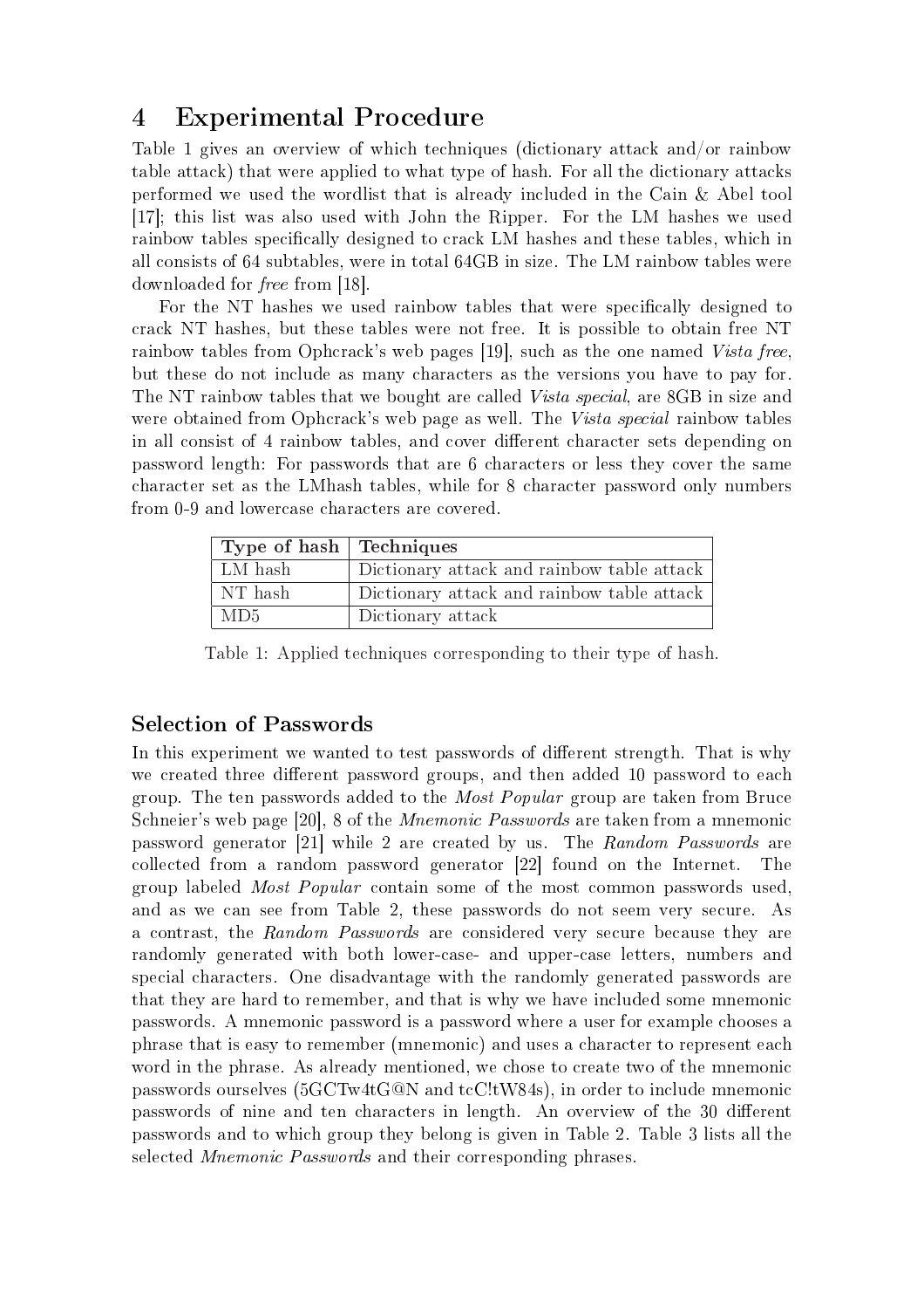# 4 Experimental Procedure

Table 1 gives an overview of which techniques (dictionary attack and/or rainbow table attack) that were applied to what type of hash. For all the dictionary attacks performed we used the wordlist that is already included in the Cain & Abel tool [17]; this list was also used with John the Ripper. For the LM hashes we used rainbow tables specifically designed to crack LM hashes and these tables, which in all consists of 64 subtables, were in total 64GB in size. The LM rainbow tables were downloaded for *free* from [18].

For the NT hashes we used rainbow tables that were specifically designed to crack NT hashes, but these tables were not free. It is possible to obtain free NT rainbow tables from Ophcrack's web pages [19], such as the one named *Vista free*, but these do not include as many characters as the versions you have to pay for. The NT rainbow tables that we bought are called *Vista special*, are 8GB in size and were obtained from Ophcrack's web page as well. The *Vista special* rainbow tables in all consist of 4 rainbow tables, and cover different character sets depending on password length: For passwords that are 6 characters or less they cover the same character set as the LMhash tables, while for 8 character password only numbers from 0-9 and lowercase characters are covered.

| **Type of hash** | **Techniques** |
|---|---|
| LM hash | Dictionary attack and rainbow table attack |
| NT hash | Dictionary attack and rainbow table attack |
| MD5 | Dictionary attack |

Table 1: Applied techniques corresponding to their type of hash.

## Selection of Passwords

In this experiment we wanted to test passwords of different strength. That is why we created three different password groups, and then added 10 password to each group. The ten passwords added to the *Most Popular* group are taken from Bruce Schneier's web page [20], 8 of the *Mnemonic Passwords* are taken from a mnemonic password generator [21] while 2 are created by us. The *Random Passwords* are collected from a random password generator [22] found on the Internet. The group labeled *Most Popular* contain some of the most common passwords used, and as we can see from Table 2, these passwords do not seem very secure. As a contrast, the *Random Passwords* are considered very secure because they are randomly generated with both lower-case- and upper-case letters, numbers and special characters. One disadvantage with the randomly generated passwords are that they are hard to remember, and that is why we have included some mnemonic passwords. A mnemonic password is a password where a user for example chooses a phrase that is easy to remember (mnemonic) and uses a character to represent each word in the phrase. As already mentioned, we chose to create two of the mnemonic passwords ourselves (5GCTw4tG@N and tcC!tW84s), in order to include mnemonic passwords of nine and ten characters in length. An overview of the 30 different passwords and to which group they belong is given in Table 2. Table 3 lists all the selected *Mnemonic Passwords* and their corresponding phrases.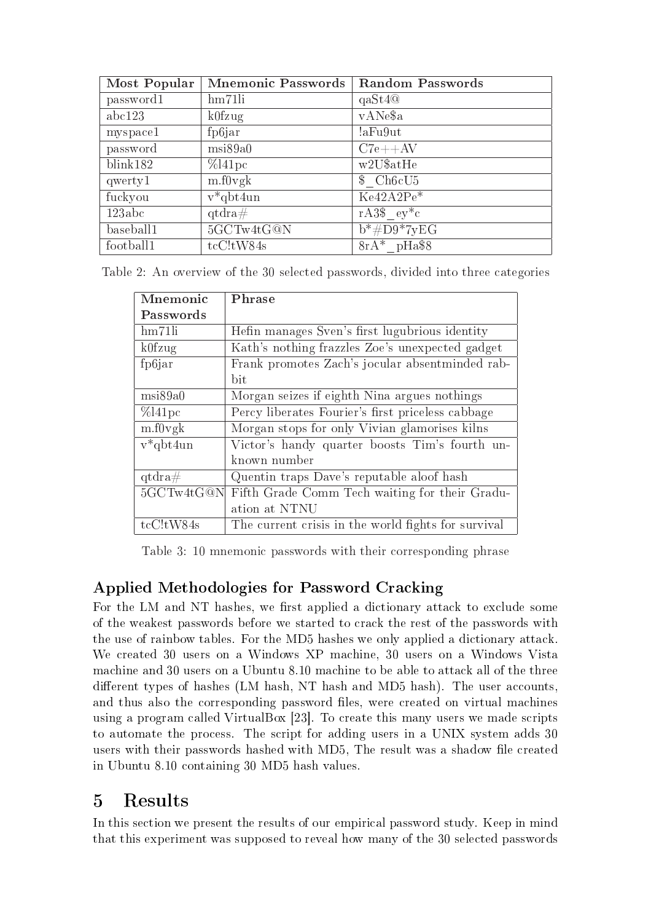| Most Popular | Mnemonic Passwords | Random Passwords |
|---|---|---|
| password1 | hm71li | qaSt4@ |
| abc123 | k0fzug | vANe$a |
| myspace1 | fp6jar | !aFu9ut |
| password | msi89a0 | C7e++AV |
| blink182 | %l41pc | w2U$atHe |
| qwerty1 | m.f0vgk | $_Ch6cU5 |
| fuckyou | v*qbt4un | Ke42A2Pe* |
| 123abc | qtdra# | rA3$_ey*c |
| baseball1 | 5GCTw4tG@N | b*#D9*7yEG |
| football1 | tcC!tW84s | 8rA*_pHa$8 |

Table 2: An overview of the 30 selected passwords, divided into three categories

| Mnemonic Passwords | Phrase |
|---|---|
| hm71li | Hefin manages Sven's first lugubrious identity |
| k0fzug | Kath's nothing frazzles Zoe's unexpected gadget |
| fp6jar | Frank promotes Zach's jocular absentminded rabbit |
| msi89a0 | Morgan seizes if eighth Nina argues nothings |
| %l41pc | Percy liberates Fourier's first priceless cabbage |
| m.f0vgk | Morgan stops for only Vivian glamorises kilns |
| v*qbt4un | Victor's handy quarter boosts Tim's fourth unknown number |
| qtdra# | Quentin traps Dave's reputable aloof hash |
| 5GCTw4tG@N | Fifth Grade Comm Tech waiting for their Graduation at NTNU |
| tcC!tW84s | The current crisis in the world fights for survival |

Table 3: 10 mnemonic passwords with their corresponding phrase

### Applied Methodologies for Password Cracking

For the LM and NT hashes, we first applied a dictionary attack to exclude some of the weakest passwords before we started to crack the rest of the passwords with the use of rainbow tables. For the MD5 hashes we only applied a dictionary attack. We created 30 users on a Windows XP machine, 30 users on a Windows Vista machine and 30 users on a Ubuntu 8.10 machine to be able to attack all of the three different types of hashes (LM hash, NT hash and MD5 hash). The user accounts, and thus also the corresponding password files, were created on virtual machines using a program called VirtualBox [23]. To create this many users we made scripts to automate the process. The script for adding users in a UNIX system adds 30 users with their passwords hashed with MD5, The result was a shadow file created in Ubuntu 8.10 containing 30 MD5 hash values.

## 5 Results

In this section we present the results of our empirical password study. Keep in mind that this experiment was supposed to reveal how many of the 30 selected passwords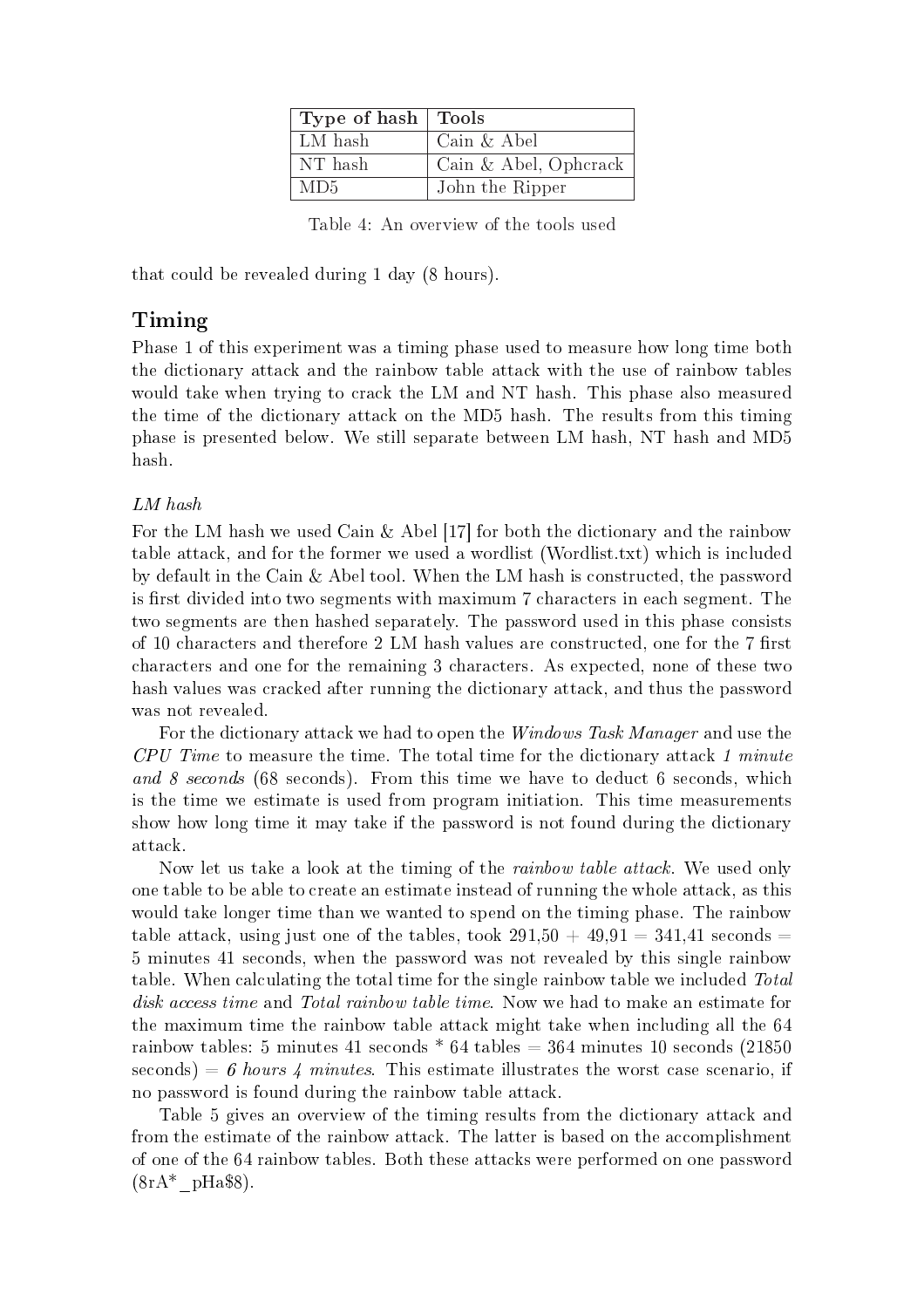| Type of hash | Tools |
|---|---|
| LM hash | Cain & Abel |
| NT hash | Cain & Abel, Ophcrack |
| MD5 | John the Ripper |

Table 4: An overview of the tools used

that could be revealed during 1 day (8 hours).

## Timing

Phase 1 of this experiment was a timing phase used to measure how long time both the dictionary attack and the rainbow table attack with the use of rainbow tables would take when trying to crack the LM and NT hash. This phase also measured the time of the dictionary attack on the MD5 hash. The results from this timing phase is presented below. We still separate between LM hash, NT hash and MD5 hash.

*LM hash*

For the LM hash we used Cain & Abel [17] for both the dictionary and the rainbow table attack, and for the former we used a wordlist (Wordlist.txt) which is included by default in the Cain & Abel tool. When the LM hash is constructed, the password is first divided into two segments with maximum 7 characters in each segment. The two segments are then hashed separately. The password used in this phase consists of 10 characters and therefore 2 LM hash values are constructed, one for the 7 first characters and one for the remaining 3 characters. As expected, none of these two hash values was cracked after running the dictionary attack, and thus the password was not revealed.

For the dictionary attack we had to open the *Windows Task Manager* and use the *CPU Time* to measure the time. The total time for the dictionary attack *1 minute and 8 seconds* (68 seconds). From this time we have to deduct 6 seconds, which is the time we estimate is used from program initiation. This time measurements show how long time it may take if the password is not found during the dictionary attack.

Now let us take a look at the timing of the *rainbow table attack*. We used only one table to be able to create an estimate instead of running the whole attack, as this would take longer time than we wanted to spend on the timing phase. The rainbow table attack, using just one of the tables, took 291,50 + 49,91 = 341,41 seconds = 5 minutes 41 seconds, when the password was not revealed by this single rainbow table. When calculating the total time for the single rainbow table we included *Total disk access time* and *Total rainbow table time*. Now we had to make an estimate for the maximum time the rainbow table attack might take when including all the 64 rainbow tables: 5 minutes 41 seconds * 64 tables = 364 minutes 10 seconds (21850 seconds) = *6 hours 4 minutes*. This estimate illustrates the worst case scenario, if no password is found during the rainbow table attack.

Table 5 gives an overview of the timing results from the dictionary attack and from the estimate of the rainbow attack. The latter is based on the accomplishment of one of the 64 rainbow tables. Both these attacks were performed on one password (8rA*_pHa$8).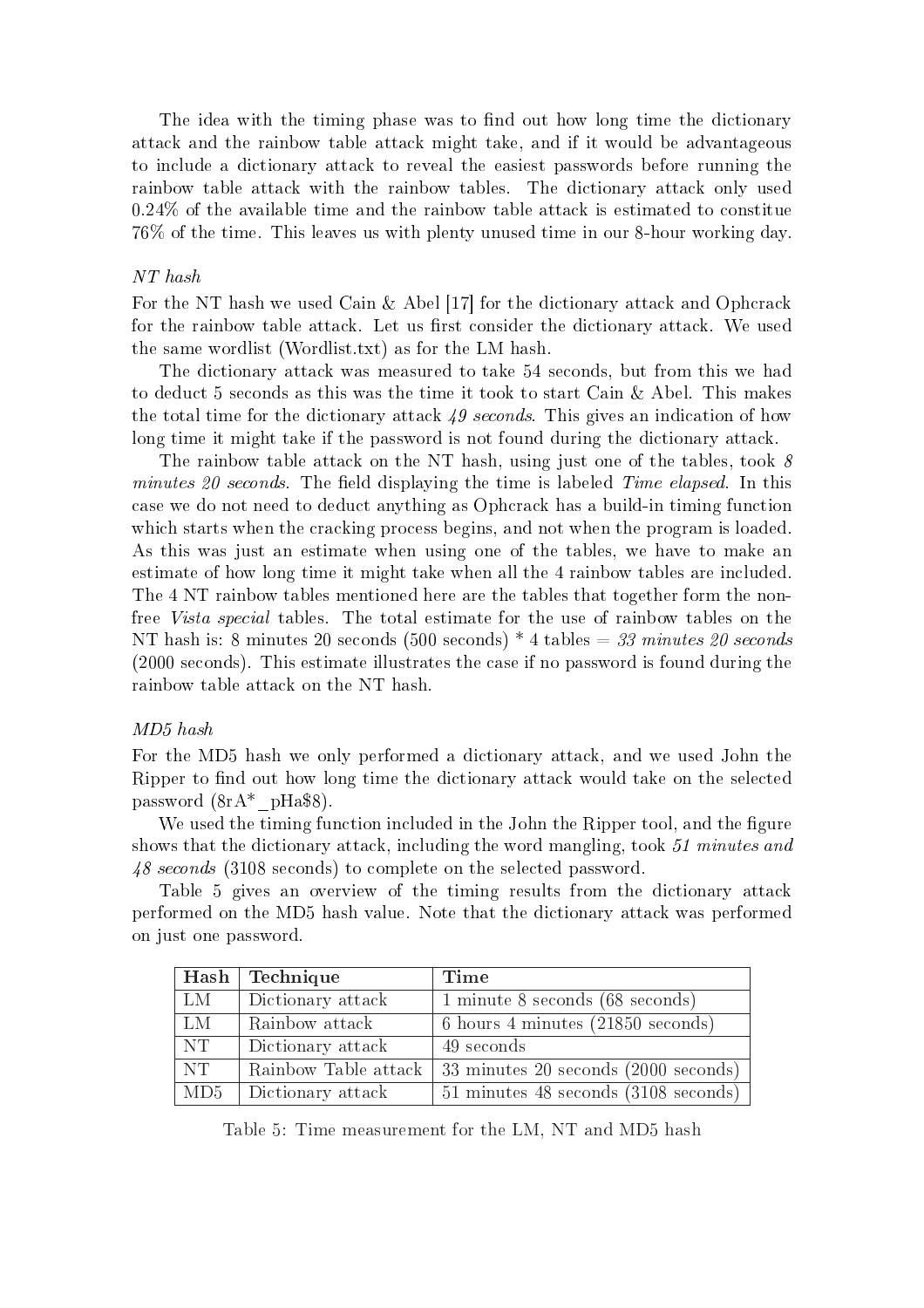The idea with the timing phase was to find out how long time the dictionary attack and the rainbow table attack might take, and if it would be advantageous to include a dictionary attack to reveal the easiest passwords before running the rainbow table attack with the rainbow tables. The dictionary attack only used 0.24% of the available time and the rainbow table attack is estimated to constitue 76% of the time. This leaves us with plenty unused time in our 8-hour working day.

*NT hash*

For the NT hash we used Cain & Abel [17] for the dictionary attack and Ophcrack for the rainbow table attack. Let us first consider the dictionary attack. We used the same wordlist (Wordlist.txt) as for the LM hash.

The dictionary attack was measured to take 54 seconds, but from this we had to deduct 5 seconds as this was the time it took to start Cain & Abel. This makes the total time for the dictionary attack *49 seconds*. This gives an indication of how long time it might take if the password is not found during the dictionary attack.

The rainbow table attack on the NT hash, using just one of the tables, took *8 minutes 20 seconds*. The field displaying the time is labeled *Time elapsed*. In this case we do not need to deduct anything as Ophcrack has a build-in timing function which starts when the cracking process begins, and not when the program is loaded. As this was just an estimate when using one of the tables, we have to make an estimate of how long time it might take when all the 4 rainbow tables are included. The 4 NT rainbow tables mentioned here are the tables that together form the non-free *Vista special* tables. The total estimate for the use of rainbow tables on the NT hash is: 8 minutes 20 seconds (500 seconds) * 4 tables = *33 minutes 20 seconds* (2000 seconds). This estimate illustrates the case if no password is found during the rainbow table attack on the NT hash.

*MD5 hash*

For the MD5 hash we only performed a dictionary attack, and we used John the Ripper to find out how long time the dictionary attack would take on the selected password (8rA*_pHa$8).

We used the timing function included in the John the Ripper tool, and the figure shows that the dictionary attack, including the word mangling, took *51 minutes and 48 seconds* (3108 seconds) to complete on the selected password.

Table 5 gives an overview of the timing results from the dictionary attack performed on the MD5 hash value. Note that the dictionary attack was performed on just one password.

| **Hash** | **Technique** | **Time** |
|---|---|---|
| LM | Dictionary attack | 1 minute 8 seconds (68 seconds) |
| LM | Rainbow attack | 6 hours 4 minutes (21850 seconds) |
| NT | Dictionary attack | 49 seconds |
| NT | Rainbow Table attack | 33 minutes 20 seconds (2000 seconds) |
| MD5 | Dictionary attack | 51 minutes 48 seconds (3108 seconds) |

Table 5: Time measurement for the LM, NT and MD5 hash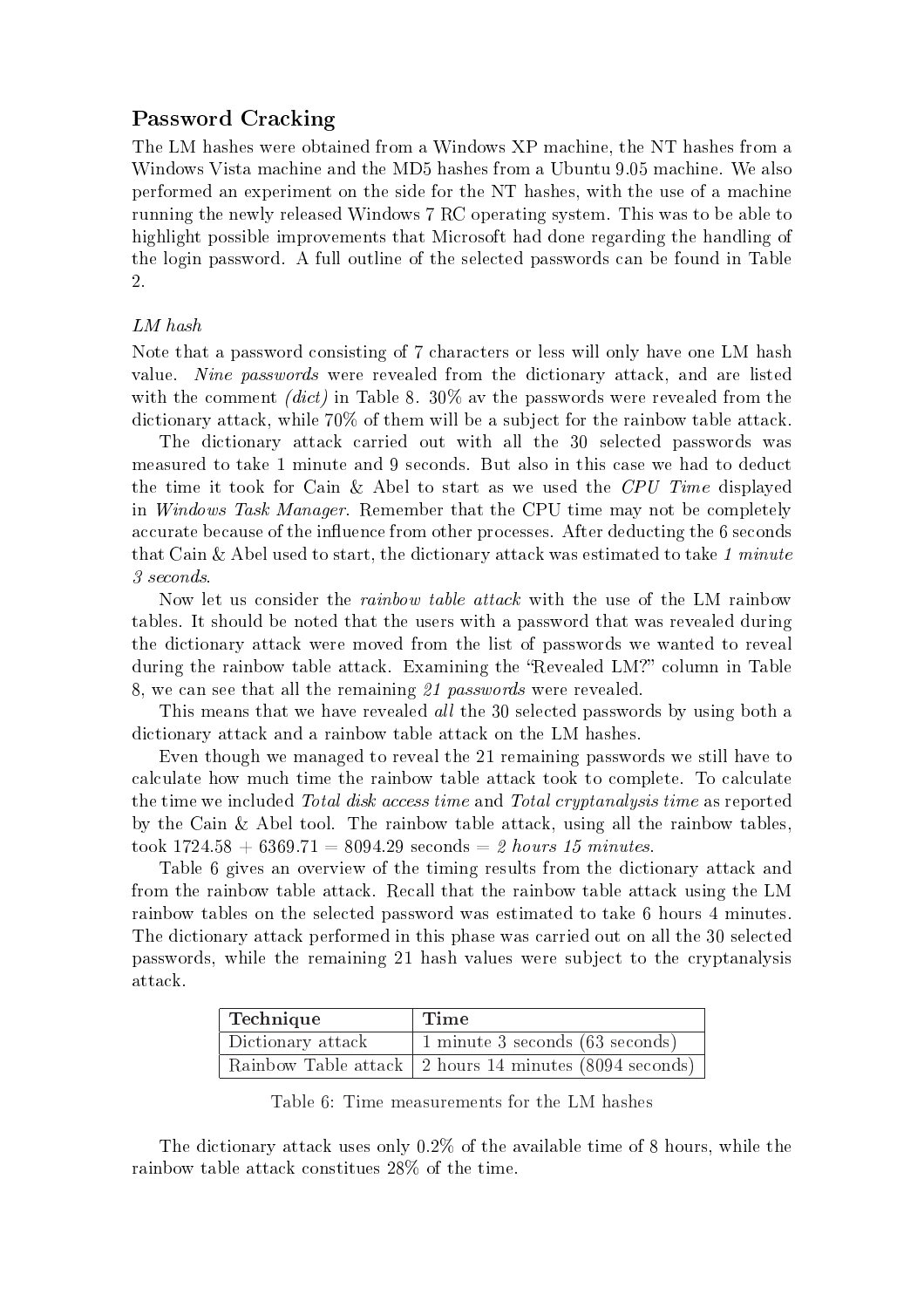## Password Cracking

The LM hashes were obtained from a Windows XP machine, the NT hashes from a Windows Vista machine and the MD5 hashes from a Ubuntu 9.05 machine. We also performed an experiment on the side for the NT hashes, with the use of a machine running the newly released Windows 7 RC operating system. This was to be able to highlight possible improvements that Microsoft had done regarding the handling of the login password. A full outline of the selected passwords can be found in Table 2.

*LM hash*

Note that a password consisting of 7 characters or less will only have one LM hash value. *Nine passwords* were revealed from the dictionary attack, and are listed with the comment *(dict)* in Table 8. 30% av the passwords were revealed from the dictionary attack, while 70% of them will be a subject for the rainbow table attack.

The dictionary attack carried out with all the 30 selected passwords was measured to take 1 minute and 9 seconds. But also in this case we had to deduct the time it took for Cain & Abel to start as we used the *CPU Time* displayed in *Windows Task Manager*. Remember that the CPU time may not be completely accurate because of the influence from other processes. After deducting the 6 seconds that Cain & Abel used to start, the dictionary attack was estimated to take *1 minute 3 seconds*.

Now let us consider the *rainbow table attack* with the use of the LM rainbow tables. It should be noted that the users with a password that was revealed during the dictionary attack were moved from the list of passwords we wanted to reveal during the rainbow table attack. Examining the "Revealed LM?" column in Table 8, we can see that all the remaining *21 passwords* were revealed.

This means that we have revealed *all* the 30 selected passwords by using both a dictionary attack and a rainbow table attack on the LM hashes.

Even though we managed to reveal the 21 remaining passwords we still have to calculate how much time the rainbow table attack took to complete. To calculate the time we included *Total disk access time* and *Total cryptanalysis time* as reported by the Cain & Abel tool. The rainbow table attack, using all the rainbow tables, took $1724.58 + 6369.71 = 8094.29$ seconds = *2 hours 15 minutes*.

Table 6 gives an overview of the timing results from the dictionary attack and from the rainbow table attack. Recall that the rainbow table attack using the LM rainbow tables on the selected password was estimated to take 6 hours 4 minutes. The dictionary attack performed in this phase was carried out on all the 30 selected passwords, while the remaining 21 hash values were subject to the cryptanalysis attack.

| Technique | Time |
|---|---|
| Dictionary attack | 1 minute 3 seconds (63 seconds) |
| Rainbow Table attack | 2 hours 14 minutes (8094 seconds) |

Table 6: Time measurements for the LM hashes

The dictionary attack uses only 0.2% of the available time of 8 hours, while the rainbow table attack constitues 28% of the time.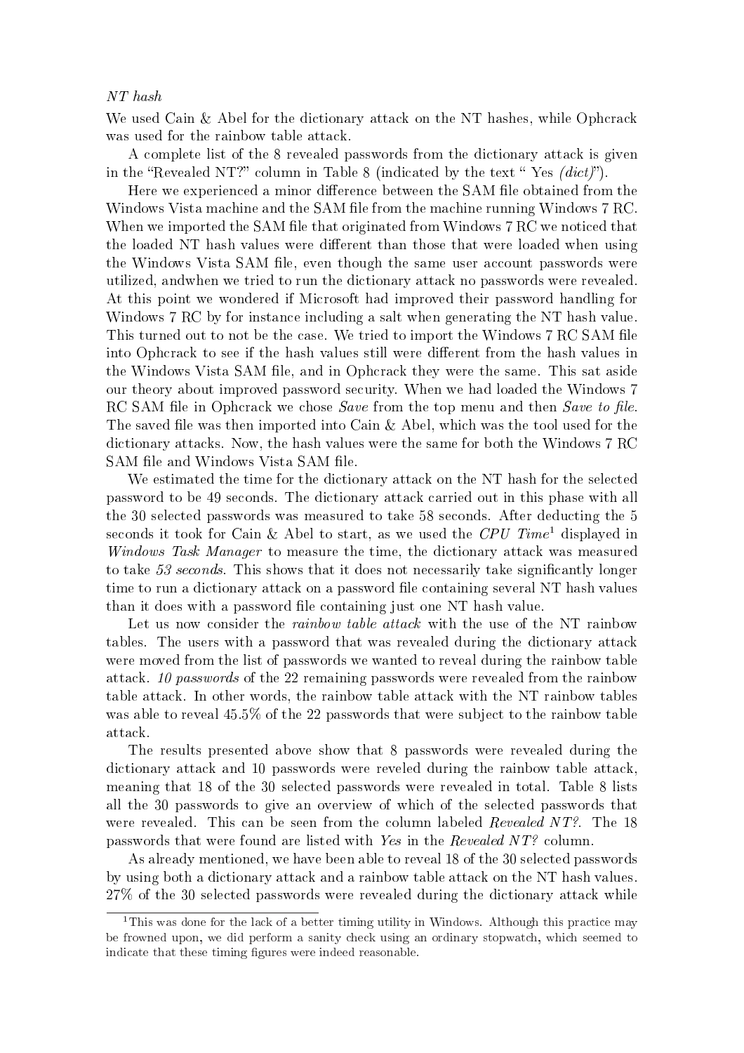*NT hash*

We used Cain & Abel for the dictionary attack on the NT hashes, while Ophcrack was used for the rainbow table attack.

A complete list of the 8 revealed passwords from the dictionary attack is given in the "Revealed NT?" column in Table 8 (indicated by the text " Yes *(dict)*").

Here we experienced a minor difference between the SAM file obtained from the Windows Vista machine and the SAM file from the machine running Windows 7 RC. When we imported the SAM file that originated from Windows 7 RC we noticed that the loaded NT hash values were different than those that were loaded when using the Windows Vista SAM file, even though the same user account passwords were utilized, andwhen we tried to run the dictionary attack no passwords were revealed. At this point we wondered if Microsoft had improved their password handling for Windows 7 RC by for instance including a salt when generating the NT hash value. This turned out to not be the case. We tried to import the Windows 7 RC SAM file into Ophcrack to see if the hash values still were different from the hash values in the Windows Vista SAM file, and in Ophcrack they were the same. This sat aside our theory about improved password security. When we had loaded the Windows 7 RC SAM file in Ophcrack we chose *Save* from the top menu and then *Save to file*. The saved file was then imported into Cain & Abel, which was the tool used for the dictionary attacks. Now, the hash values were the same for both the Windows 7 RC SAM file and Windows Vista SAM file.

We estimated the time for the dictionary attack on the NT hash for the selected password to be 49 seconds. The dictionary attack carried out in this phase with all the 30 selected passwords was measured to take 58 seconds. After deducting the 5 seconds it took for Cain & Abel to start, as we used the *CPU Time*[1] displayed in *Windows Task Manager* to measure the time, the dictionary attack was measured to take *53 seconds*. This shows that it does not necessarily take significantly longer time to run a dictionary attack on a password file containing several NT hash values than it does with a password file containing just one NT hash value.

Let us now consider the *rainbow table attack* with the use of the NT rainbow tables. The users with a password that was revealed during the dictionary attack were moved from the list of passwords we wanted to reveal during the rainbow table attack. *10 passwords* of the 22 remaining passwords were revealed from the rainbow table attack. In other words, the rainbow table attack with the NT rainbow tables was able to reveal 45.5% of the 22 passwords that were subject to the rainbow table attack.

The results presented above show that 8 passwords were revealed during the dictionary attack and 10 passwords were reveled during the rainbow table attack, meaning that 18 of the 30 selected passwords were revealed in total. Table 8 lists all the 30 passwords to give an overview of which of the selected passwords that were revealed. This can be seen from the column labeled *Revealed NT?*. The 18 passwords that were found are listed with *Yes* in the *Revealed NT?* column.

As already mentioned, we have been able to reveal 18 of the 30 selected passwords by using both a dictionary attack and a rainbow table attack on the NT hash values. 27% of the 30 selected passwords were revealed during the dictionary attack while

[1] This was done for the lack of a better timing utility in Windows. Although this practice may be frowned upon, we did perform a sanity check using an ordinary stopwatch, which seemed to indicate that these timing figures were indeed reasonable.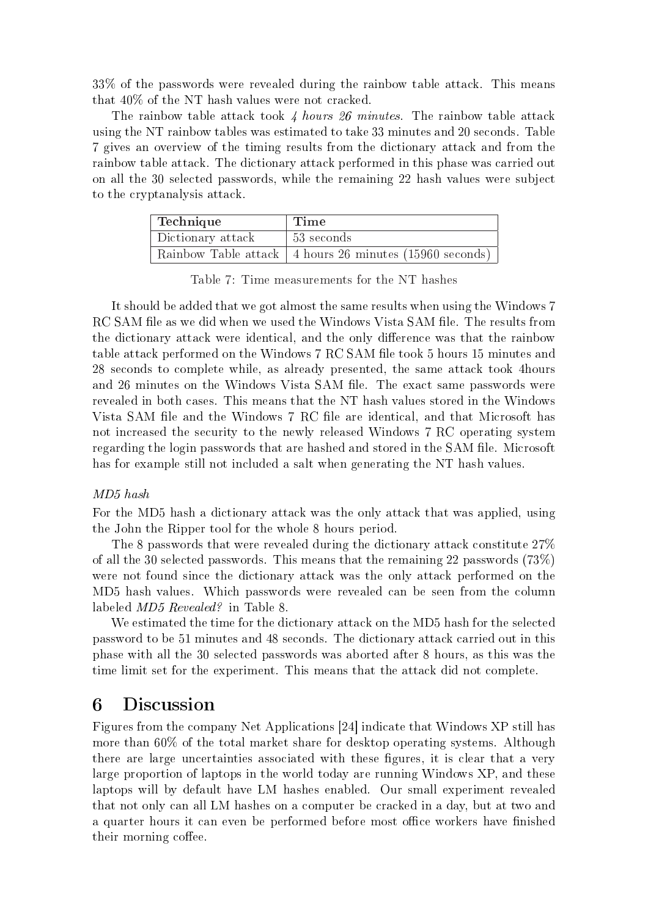33% of the passwords were revealed during the rainbow table attack. This means that 40% of the NT hash values were not cracked.

The rainbow table attack took *4 hours 26 minutes*. The rainbow table attack using the NT rainbow tables was estimated to take 33 minutes and 20 seconds. Table 7 gives an overview of the timing results from the dictionary attack and from the rainbow table attack. The dictionary attack performed in this phase was carried out on all the 30 selected passwords, while the remaining 22 hash values were subject to the cryptanalysis attack.

| **Technique** | **Time** |
|---|---|
| Dictionary attack | 53 seconds |
| Rainbow Table attack | 4 hours 26 minutes (15960 seconds) |

Table 7: Time measurements for the NT hashes

It should be added that we got almost the same results when using the Windows 7 RC SAM file as we did when we used the Windows Vista SAM file. The results from the dictionary attack were identical, and the only difference was that the rainbow table attack performed on the Windows 7 RC SAM file took 5 hours 15 minutes and 28 seconds to complete while, as already presented, the same attack took 4hours and 26 minutes on the Windows Vista SAM file. The exact same passwords were revealed in both cases. This means that the NT hash values stored in the Windows Vista SAM file and the Windows 7 RC file are identical, and that Microsoft has not increased the security to the newly released Windows 7 RC operating system regarding the login passwords that are hashed and stored in the SAM file. Microsoft has for example still not included a salt when generating the NT hash values.

*MD5 hash*

For the MD5 hash a dictionary attack was the only attack that was applied, using the John the Ripper tool for the whole 8 hours period.

The 8 passwords that were revealed during the dictionary attack constitute 27% of all the 30 selected passwords. This means that the remaining 22 passwords (73%) were not found since the dictionary attack was the only attack performed on the MD5 hash values. Which passwords were revealed can be seen from the column labeled *MD5 Revealed?* in Table 8.

We estimated the time for the dictionary attack on the MD5 hash for the selected password to be 51 minutes and 48 seconds. The dictionary attack carried out in this phase with all the 30 selected passwords was aborted after 8 hours, as this was the time limit set for the experiment. This means that the attack did not complete.

# 6 Discussion

Figures from the company Net Applications [24] indicate that Windows XP still has more than 60% of the total market share for desktop operating systems. Although there are large uncertainties associated with these figures, it is clear that a very large proportion of laptops in the world today are running Windows XP, and these laptops will by default have LM hashes enabled. Our small experiment revealed that not only can all LM hashes on a computer be cracked in a day, but at two and a quarter hours it can even be performed before most office workers have finished their morning coffee.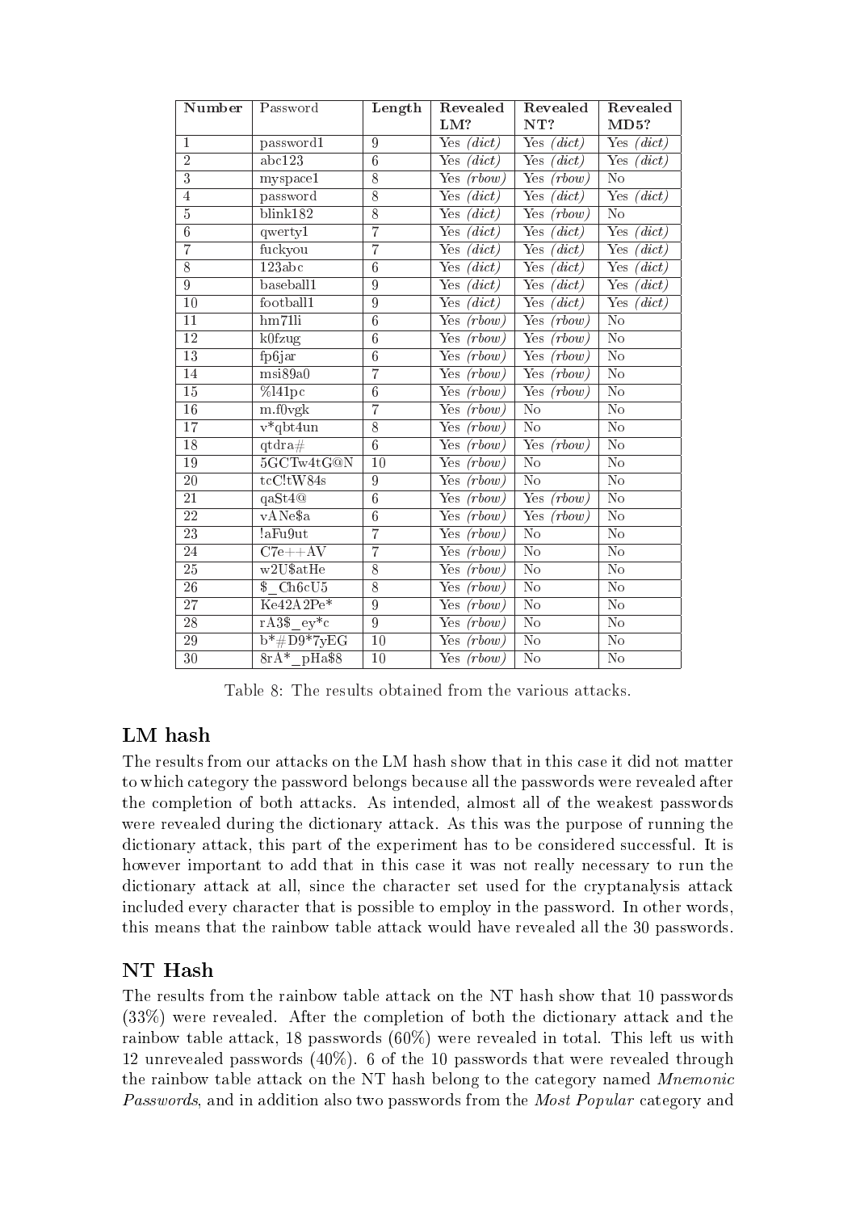| Number | Password | Length | Revealed LM? | Revealed NT? | Revealed MD5? |
|---|---|---|---|---|---|
| 1 | password1 | 9 | Yes *(dict)* | Yes *(dict)* | Yes *(dict)* |
| 2 | abc123 | 6 | Yes *(dict)* | Yes *(dict)* | Yes *(dict)* |
| 3 | myspace1 | 8 | Yes *(rbow)* | Yes *(rbow)* | No |
| 4 | password | 8 | Yes *(dict)* | Yes *(dict)* | Yes *(dict)* |
| 5 | blink182 | 8 | Yes *(dict)* | Yes *(rbow)* | No |
| 6 | qwerty1 | 7 | Yes *(dict)* | Yes *(dict)* | Yes *(dict)* |
| 7 | fuckyou | 7 | Yes *(dict)* | Yes *(dict)* | Yes *(dict)* |
| 8 | 123abc | 6 | Yes *(dict)* | Yes *(dict)* | Yes *(dict)* |
| 9 | baseball1 | 9 | Yes *(dict)* | Yes *(dict)* | Yes *(dict)* |
| 10 | football1 | 9 | Yes *(dict)* | Yes *(dict)* | Yes *(dict)* |
| 11 | hm71li | 6 | Yes *(rbow)* | Yes *(rbow)* | No |
| 12 | k0fzug | 6 | Yes *(rbow)* | Yes *(rbow)* | No |
| 13 | fp6jar | 6 | Yes *(rbow)* | Yes *(rbow)* | No |
| 14 | msi89a0 | 7 | Yes *(rbow)* | Yes *(rbow)* | No |
| 15 | %l41pc | 6 | Yes *(rbow)* | Yes *(rbow)* | No |
| 16 | m.f0vgk | 7 | Yes *(rbow)* | No | No |
| 17 | v*qbt4un | 8 | Yes *(rbow)* | No | No |
| 18 | qtdra# | 6 | Yes *(rbow)* | Yes *(rbow)* | No |
| 19 | 5GCTw4tG@N | 10 | Yes *(rbow)* | No | No |
| 20 | tcC!tW84s | 9 | Yes *(rbow)* | No | No |
| 21 | qaSt4@ | 6 | Yes *(rbow)* | Yes *(rbow)* | No |
| 22 | vANe$a | 6 | Yes *(rbow)* | Yes *(rbow)* | No |
| 23 | !aFu9ut | 7 | Yes *(rbow)* | No | No |
| 24 | C7e++AV | 7 | Yes *(rbow)* | No | No |
| 25 | w2U$atHe | 8 | Yes *(rbow)* | No | No |
| 26 | $_Ch6cU5 | 8 | Yes *(rbow)* | No | No |
| 27 | Ke42A2Pe* | 9 | Yes *(rbow)* | No | No |
| 28 | rA3$_ey*c | 9 | Yes *(rbow)* | No | No |
| 29 | b*#D9*7yEG | 10 | Yes *(rbow)* | No | No |
| 30 | 8rA*_pHa$8 | 10 | Yes *(rbow)* | No | No |

Table 8: The results obtained from the various attacks.

## LM hash

The results from our attacks on the LM hash show that in this case it did not matter to which category the password belongs because all the passwords were revealed after the completion of both attacks. As intended, almost all of the weakest passwords were revealed during the dictionary attack. As this was the purpose of running the dictionary attack, this part of the experiment has to be considered successful. It is however important to add that in this case it was not really necessary to run the dictionary attack at all, since the character set used for the cryptanalysis attack included every character that is possible to employ in the password. In other words, this means that the rainbow table attack would have revealed all the 30 passwords.

## NT Hash

The results from the rainbow table attack on the NT hash show that 10 passwords (33%) were revealed. After the completion of both the dictionary attack and the rainbow table attack, 18 passwords (60%) were revealed in total. This left us with 12 unrevealed passwords (40%). 6 of the 10 passwords that were revealed through the rainbow table attack on the NT hash belong to the category named *Mnemonic Passwords*, and in addition also two passwords from the *Most Popular* category and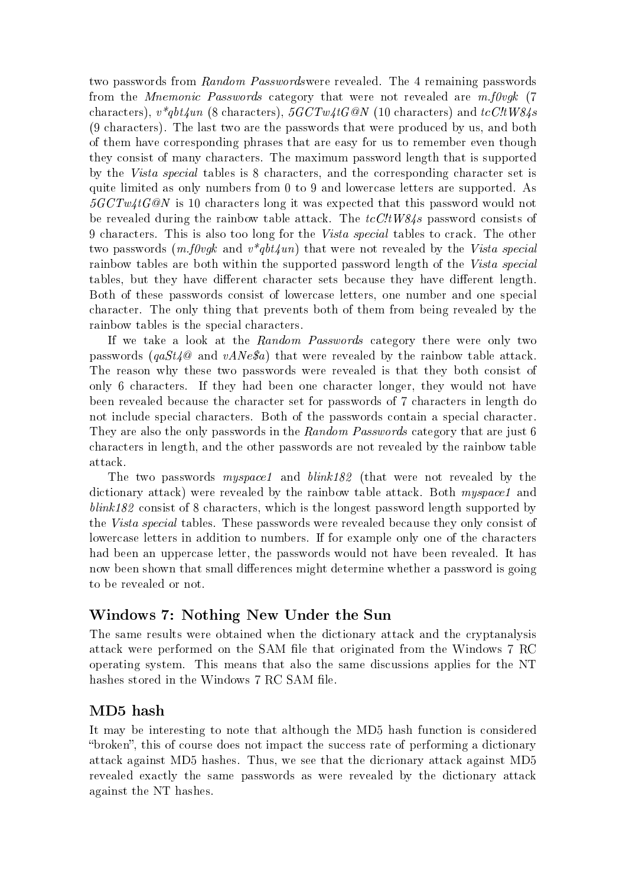two passwords from *Random Passwords*were revealed. The 4 remaining passwords from the *Mnemonic Passwords* category that were not revealed are *m.f0vgk* (7 characters), *v*qbt4un* (8 characters), *5GCTw4tG@N* (10 characters) and *tcC!tW84s* (9 characters). The last two are the passwords that were produced by us, and both of them have corresponding phrases that are easy for us to remember even though they consist of many characters. The maximum password length that is supported by the *Vista special* tables is 8 characters, and the corresponding character set is quite limited as only numbers from 0 to 9 and lowercase letters are supported. As *5GCTw4tG@N* is 10 characters long it was expected that this password would not be revealed during the rainbow table attack. The *tcC!tW84s* password consists of 9 characters. This is also too long for the *Vista special* tables to crack. The other two passwords (*m.f0vgk* and *v*qbt4un*) that were not revealed by the *Vista special* rainbow tables are both within the supported password length of the *Vista special* tables, but they have different character sets because they have different length. Both of these passwords consist of lowercase letters, one number and one special character. The only thing that prevents both of them from being revealed by the rainbow tables is the special characters.

If we take a look at the *Random Passwords* category there were only two passwords (*qaSt4@* and *vANe$a*) that were revealed by the rainbow table attack. The reason why these two passwords were revealed is that they both consist of only 6 characters. If they had been one character longer, they would not have been revealed because the character set for passwords of 7 characters in length do not include special characters. Both of the passwords contain a special character. They are also the only passwords in the *Random Passwords* category that are just 6 characters in length, and the other passwords are not revealed by the rainbow table attack.

The two passwords *myspace1* and *blink182* (that were not revealed by the dictionary attack) were revealed by the rainbow table attack. Both *myspace1* and *blink182* consist of 8 characters, which is the longest password length supported by the *Vista special* tables. These passwords were revealed because they only consist of lowercase letters in addition to numbers. If for example only one of the characters had been an uppercase letter, the passwords would not have been revealed. It has now been shown that small differences might determine whether a password is going to be revealed or not.

## Windows 7: Nothing New Under the Sun

The same results were obtained when the dictionary attack and the cryptanalysis attack were performed on the SAM file that originated from the Windows 7 RC operating system. This means that also the same discussions applies for the NT hashes stored in the Windows 7 RC SAM file.

## MD5 hash

It may be interesting to note that although the MD5 hash function is considered "broken", this of course does not impact the success rate of performing a dictionary attack against MD5 hashes. Thus, we see that the dicrionary attack against MD5 revealed exactly the same passwords as were revealed by the dictionary attack against the NT hashes.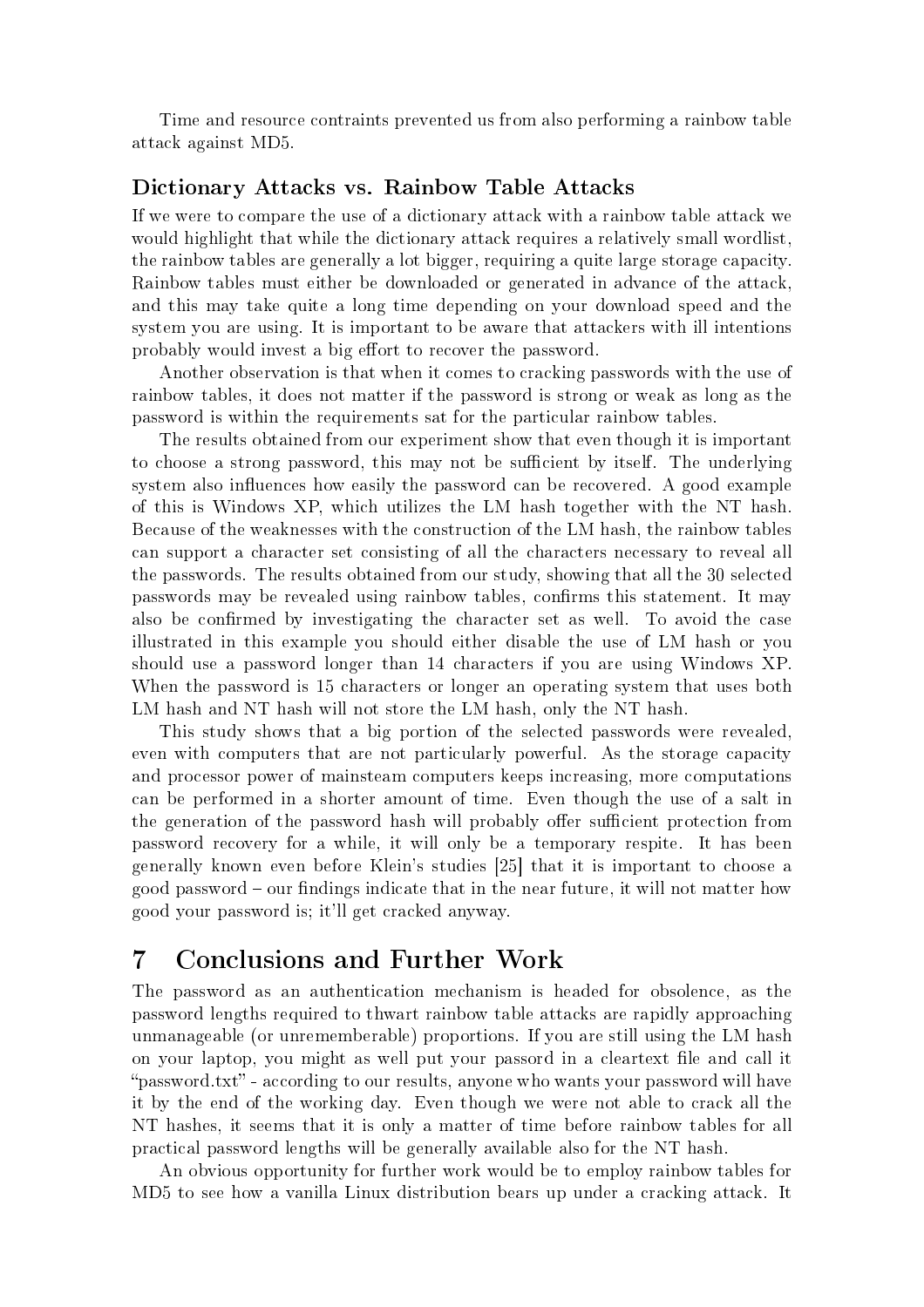Time and resource contraints prevented us from also performing a rainbow table attack against MD5.

### Dictionary Attacks vs. Rainbow Table Attacks

If we were to compare the use of a dictionary attack with a rainbow table attack we would highlight that while the dictionary attack requires a relatively small wordlist, the rainbow tables are generally a lot bigger, requiring a quite large storage capacity. Rainbow tables must either be downloaded or generated in advance of the attack, and this may take quite a long time depending on your download speed and the system you are using. It is important to be aware that attackers with ill intentions probably would invest a big effort to recover the password.

Another observation is that when it comes to cracking passwords with the use of rainbow tables, it does not matter if the password is strong or weak as long as the password is within the requirements sat for the particular rainbow tables.

The results obtained from our experiment show that even though it is important to choose a strong password, this may not be sufficient by itself. The underlying system also influences how easily the password can be recovered. A good example of this is Windows XP, which utilizes the LM hash together with the NT hash. Because of the weaknesses with the construction of the LM hash, the rainbow tables can support a character set consisting of all the characters necessary to reveal all the passwords. The results obtained from our study, showing that all the 30 selected passwords may be revealed using rainbow tables, confirms this statement. It may also be confirmed by investigating the character set as well. To avoid the case illustrated in this example you should either disable the use of LM hash or you should use a password longer than 14 characters if you are using Windows XP. When the password is 15 characters or longer an operating system that uses both LM hash and NT hash will not store the LM hash, only the NT hash.

This study shows that a big portion of the selected passwords were revealed, even with computers that are not particularly powerful. As the storage capacity and processor power of mainsteam computers keeps increasing, more computations can be performed in a shorter amount of time. Even though the use of a salt in the generation of the password hash will probably offer sufficient protection from password recovery for a while, it will only be a temporary respite. It has been generally known even before Klein's studies [25] that it is important to choose a good password – our findings indicate that in the near future, it will not matter how good your password is; it'll get cracked anyway.

## 7 Conclusions and Further Work

The password as an authentication mechanism is headed for obsolence, as the password lengths required to thwart rainbow table attacks are rapidly approaching unmanageable (or unrememberable) proportions. If you are still using the LM hash on your laptop, you might as well put your passord in a cleartext file and call it "password.txt" - according to our results, anyone who wants your password will have it by the end of the working day. Even though we were not able to crack all the NT hashes, it seems that it is only a matter of time before rainbow tables for all practical password lengths will be generally available also for the NT hash.

An obvious opportunity for further work would be to employ rainbow tables for MD5 to see how a vanilla Linux distribution bears up under a cracking attack. It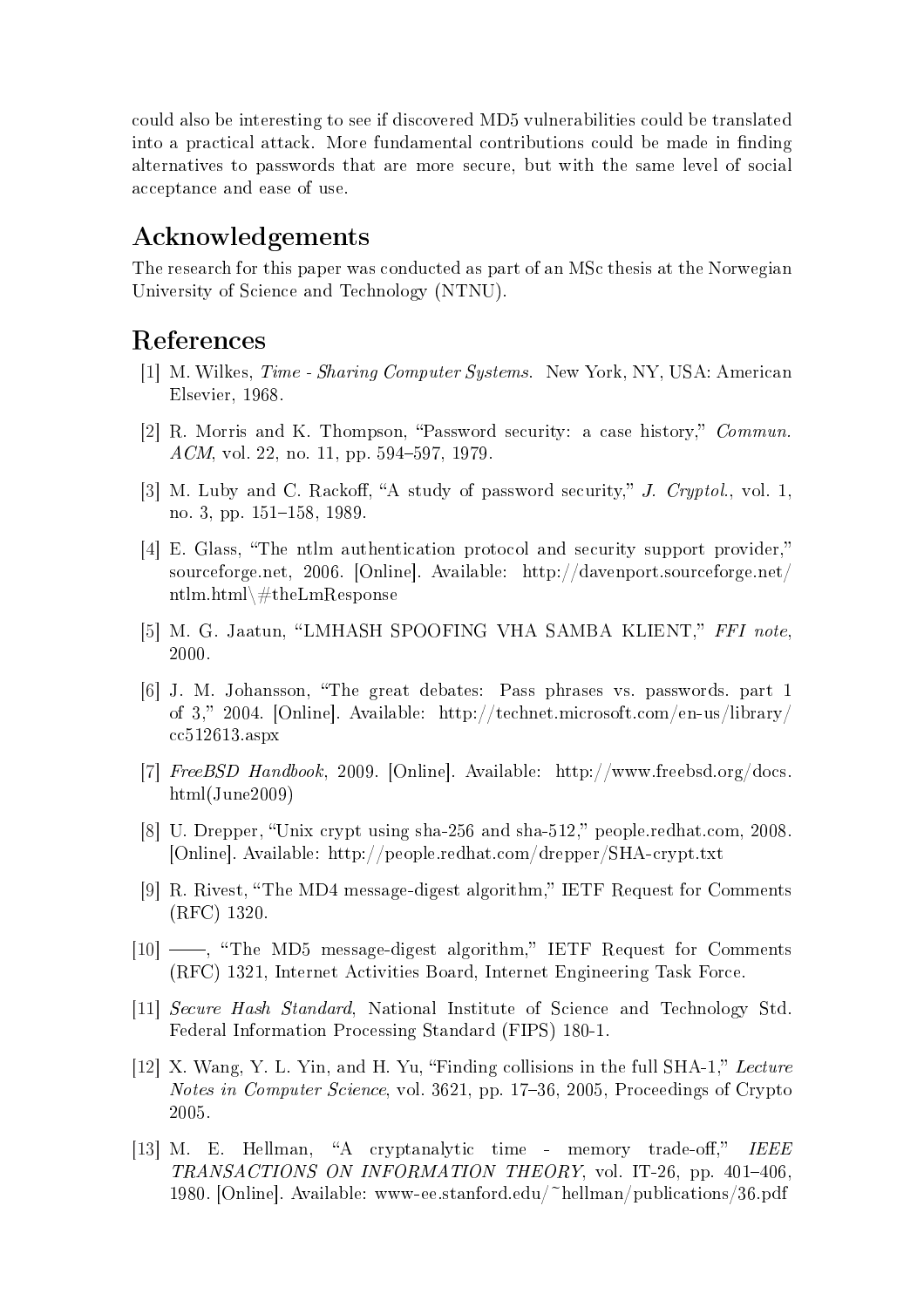could also be interesting to see if discovered MD5 vulnerabilities could be translated into a practical attack. More fundamental contributions could be made in finding alternatives to passwords that are more secure, but with the same level of social acceptance and ease of use.

## Acknowledgements

The research for this paper was conducted as part of an MSc thesis at the Norwegian University of Science and Technology (NTNU).

## References

[1] M. Wilkes, *Time - Sharing Computer Systems*. New York, NY, USA: American Elsevier, 1968.

[2] R. Morris and K. Thompson, "Password security: a case history," *Commun. ACM*, vol. 22, no. 11, pp. 594–597, 1979.

[3] M. Luby and C. Rackoff, "A study of password security," *J. Cryptol.*, vol. 1, no. 3, pp. 151–158, 1989.

[4] E. Glass, "The ntlm authentication protocol and security support provider," sourceforge.net, 2006. [Online]. Available: http://davenport.sourceforge.net/ntlm.html\#theLmResponse

[5] M. G. Jaatun, "LMHASH SPOOFING VHA SAMBA KLIENT," *FFI note*, 2000.

[6] J. M. Johansson, "The great debates: Pass phrases vs. passwords. part 1 of 3," 2004. [Online]. Available: http://technet.microsoft.com/en-us/library/cc512613.aspx

[7] *FreeBSD Handbook*, 2009. [Online]. Available: http://www.freebsd.org/docs.html(June2009)

[8] U. Drepper, "Unix crypt using sha-256 and sha-512," people.redhat.com, 2008. [Online]. Available: http://people.redhat.com/drepper/SHA-crypt.txt

[9] R. Rivest, "The MD4 message-digest algorithm," IETF Request for Comments (RFC) 1320.

[10] ——, "The MD5 message-digest algorithm," IETF Request for Comments (RFC) 1321, Internet Activities Board, Internet Engineering Task Force.

[11] *Secure Hash Standard*, National Institute of Science and Technology Std. Federal Information Processing Standard (FIPS) 180-1.

[12] X. Wang, Y. L. Yin, and H. Yu, "Finding collisions in the full SHA-1," *Lecture Notes in Computer Science*, vol. 3621, pp. 17–36, 2005, Proceedings of Crypto 2005.

[13] M. E. Hellman, "A cryptanalytic time - memory trade-off," *IEEE TRANSACTIONS ON INFORMATION THEORY*, vol. IT-26, pp. 401–406, 1980. [Online]. Available: www-ee.stanford.edu/~hellman/publications/36.pdf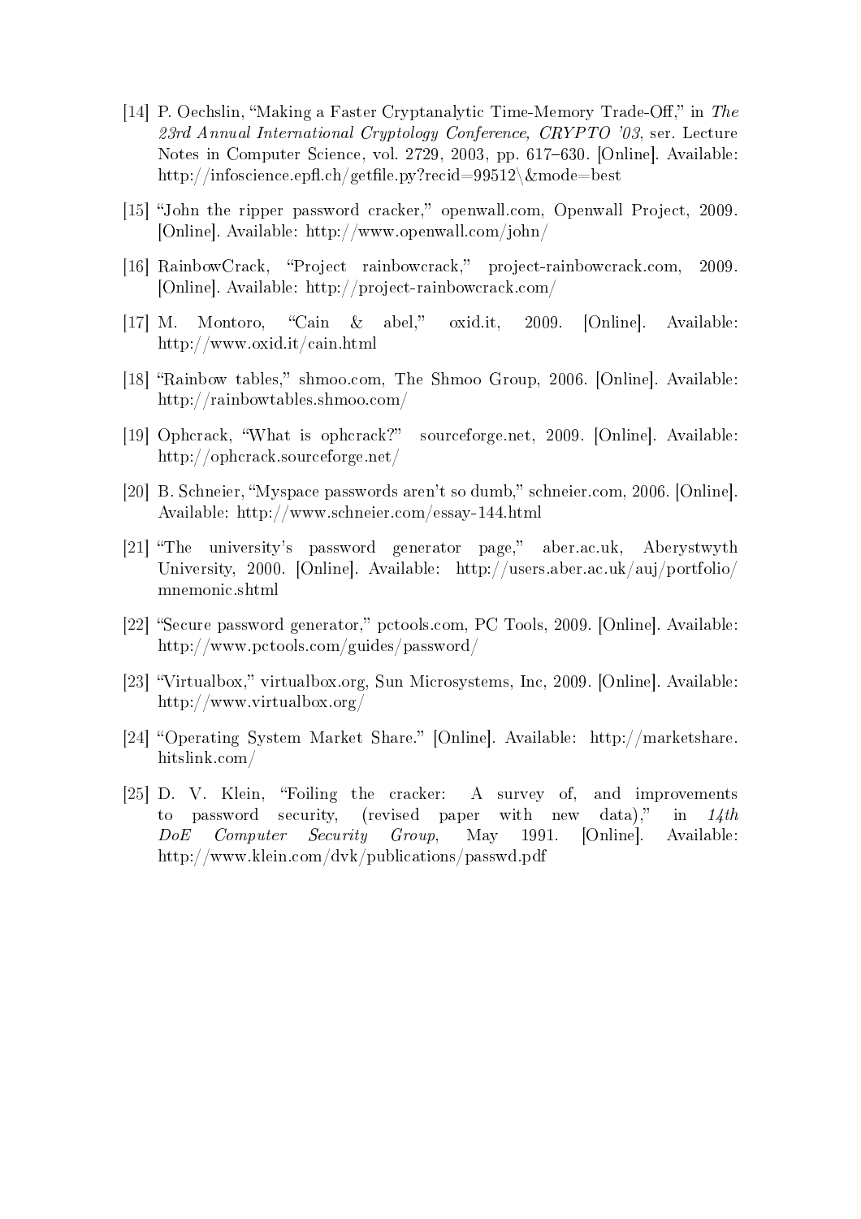[14] P. Oechslin, "Making a Faster Cryptanalytic Time-Memory Trade-Off," in *The 23rd Annual International Cryptology Conference, CRYPTO '03*, ser. Lecture Notes in Computer Science, vol. 2729, 2003, pp. 617–630. [Online]. Available: http://infoscience.epfl.ch/getfile.py?recid=99512\&mode=best

[15] "John the ripper password cracker," openwall.com, Openwall Project, 2009. [Online]. Available: http://www.openwall.com/john/

[16] RainbowCrack, "Project rainbowcrack," project-rainbowcrack.com, 2009. [Online]. Available: http://project-rainbowcrack.com/

[17] M. Montoro, "Cain & abel," oxid.it, 2009. [Online]. Available: http://www.oxid.it/cain.html

[18] "Rainbow tables," shmoo.com, The Shmoo Group, 2006. [Online]. Available: http://rainbowtables.shmoo.com/

[19] Ophcrack, "What is ophcrack?" sourceforge.net, 2009. [Online]. Available: http://ophcrack.sourceforge.net/

[20] B. Schneier, "Myspace passwords aren't so dumb," schneier.com, 2006. [Online]. Available: http://www.schneier.com/essay-144.html

[21] "The university's password generator page," aber.ac.uk, Aberystwyth University, 2000. [Online]. Available: http://users.aber.ac.uk/auj/portfolio/mnemonic.shtml

[22] "Secure password generator," pctools.com, PC Tools, 2009. [Online]. Available: http://www.pctools.com/guides/password/

[23] "Virtualbox," virtualbox.org, Sun Microsystems, Inc, 2009. [Online]. Available: http://www.virtualbox.org/

[24] "Operating System Market Share." [Online]. Available: http://marketshare.hitslink.com/

[25] D. V. Klein, "Foiling the cracker: A survey of, and improvements to password security, (revised paper with new data)," in *14th DoE Computer Security Group*, May 1991. [Online]. Available: http://www.klein.com/dvk/publications/passwd.pdf